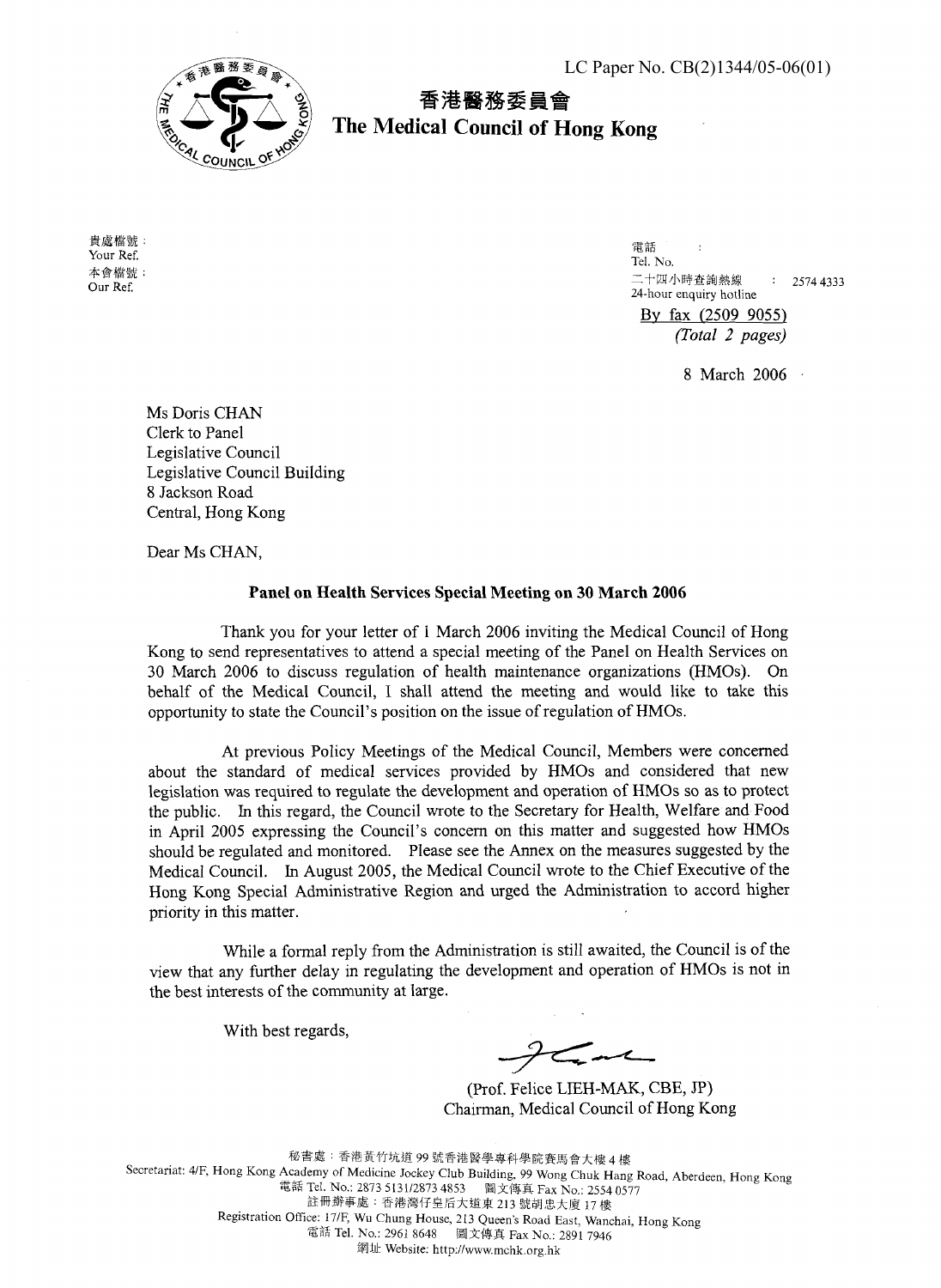LC Paper No. CB(2)1344/05-06(01)

# 香港醫務委員會
# The Medical Council of Hong Kong

貴處檔號：
Your Ref.
本會檔號：
Our Ref.

電話：
Tel. No.
二十四小時查詢熱線：2574 4333
24-hour enquiry hotline

By fax (2509 9055)
*(Total 2 pages)*

8 March 2006

Ms Doris CHAN
Clerk to Panel
Legislative Council
Legislative Council Building
8 Jackson Road
Central, Hong Kong

Dear Ms CHAN,

**Panel on Health Services Special Meeting on 30 March 2006**

Thank you for your letter of 1 March 2006 inviting the Medical Council of Hong Kong to send representatives to attend a special meeting of the Panel on Health Services on 30 March 2006 to discuss regulation of health maintenance organizations (HMOs). On behalf of the Medical Council, I shall attend the meeting and would like to take this opportunity to state the Council's position on the issue of regulation of HMOs.

At previous Policy Meetings of the Medical Council, Members were concerned about the standard of medical services provided by HMOs and considered that new legislation was required to regulate the development and operation of HMOs so as to protect the public. In this regard, the Council wrote to the Secretary for Health, Welfare and Food in April 2005 expressing the Council's concern on this matter and suggested how HMOs should be regulated and monitored. Please see the Annex on the measures suggested by the Medical Council. In August 2005, the Medical Council wrote to the Chief Executive of the Hong Kong Special Administrative Region and urged the Administration to accord higher priority in this matter.

While a formal reply from the Administration is still awaited, the Council is of the view that any further delay in regulating the development and operation of HMOs is not in the best interests of the community at large.

With best regards,

(Prof. Felice LIEH-MAK, CBE, JP)
Chairman, Medical Council of Hong Kong

秘書處：香港黃竹坑道 99 號香港醫學專科學院賽馬會大樓 4 樓
Secretariat: 4/F, Hong Kong Academy of Medicine Jockey Club Building, 99 Wong Chuk Hang Road, Aberdeen, Hong Kong
電話 Tel. No.: 2873 5131/2873 4853 圖文傳真 Fax No.: 2554 0577
註冊辦事處：香港灣仔皇后大道東 213 號胡忠大廈 17 樓
Registration Office: 17/F, Wu Chung House, 213 Queen's Road East, Wanchai, Hong Kong
電話 Tel. No.: 2961 8648 圖文傳真 Fax No.: 2891 7946
網址 Website: http://www.mchk.org.hk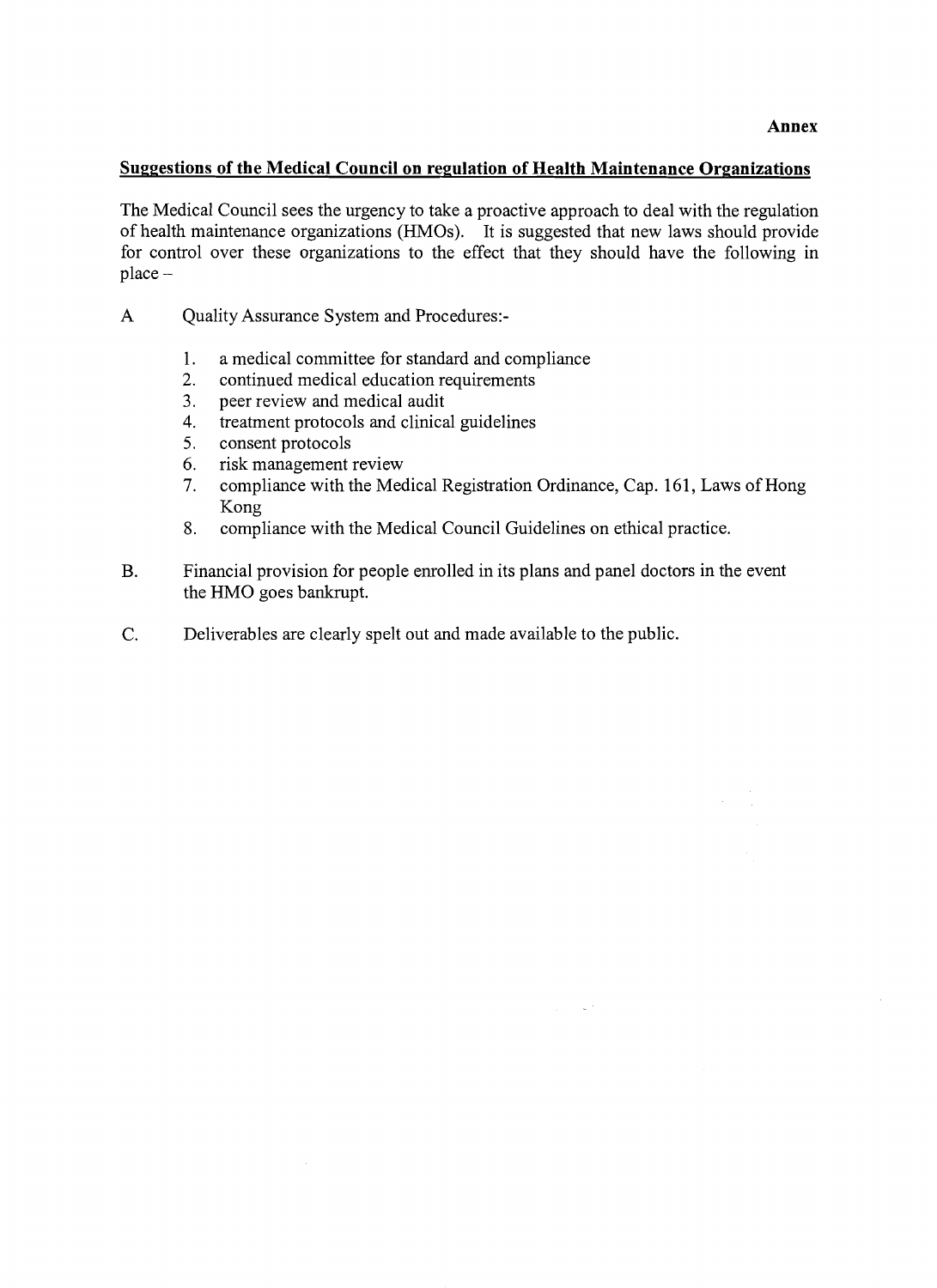**Annex**

## Suggestions of the Medical Council on regulation of Health Maintenance Organizations

The Medical Council sees the urgency to take a proactive approach to deal with the regulation of health maintenance organizations (HMOs). It is suggested that new laws should provide for control over these organizations to the effect that they should have the following in place –

A Quality Assurance System and Procedures:-

1. a medical committee for standard and compliance
2. continued medical education requirements
3. peer review and medical audit
4. treatment protocols and clinical guidelines
5. consent protocols
6. risk management review
7. compliance with the Medical Registration Ordinance, Cap. 161, Laws of Hong Kong
8. compliance with the Medical Council Guidelines on ethical practice.

B. Financial provision for people enrolled in its plans and panel doctors in the event the HMO goes bankrupt.

C. Deliverables are clearly spelt out and made available to the public.